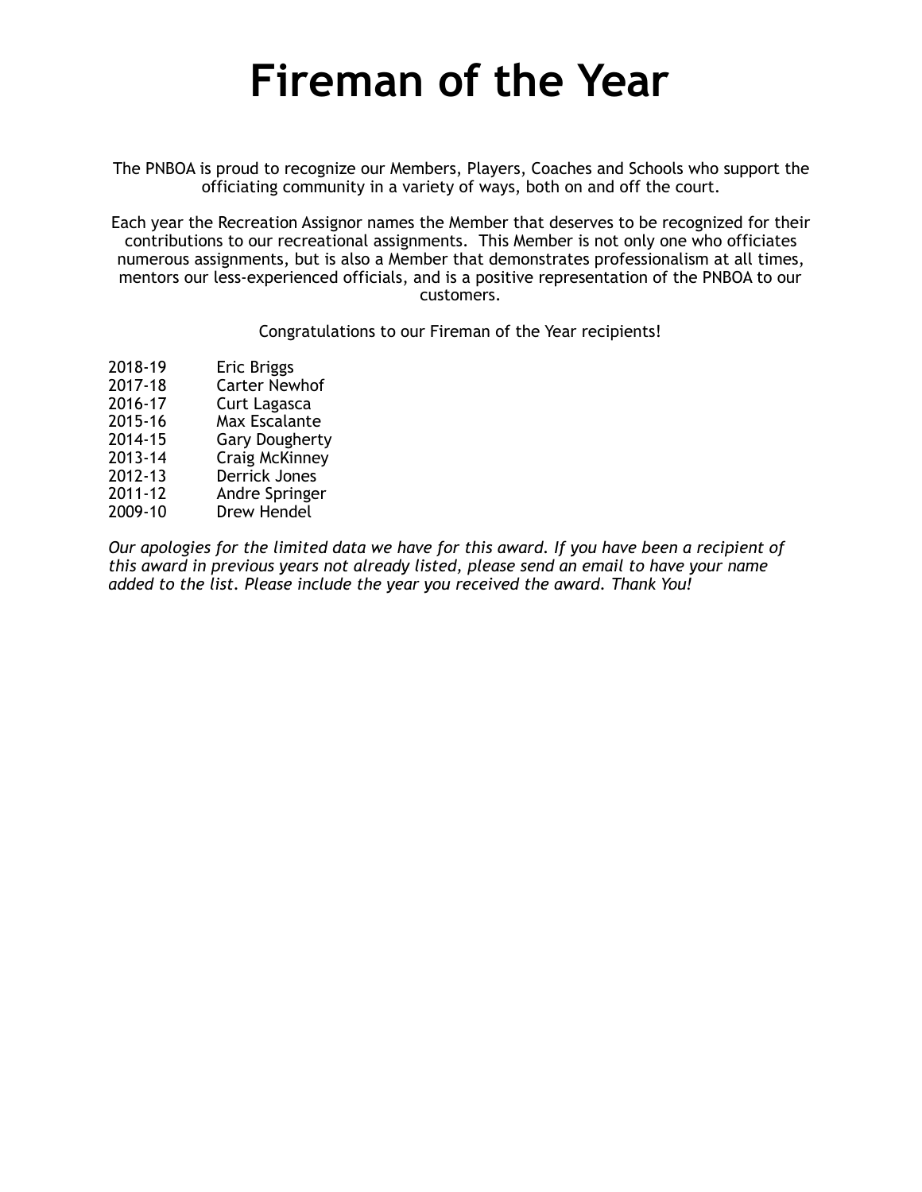# Fireman of the Year

The PNBOA is proud to recognize our Members, Players, Coaches and Schools who support the officiating community in a variety of ways, both on and off the court.

Each year the Recreation Assignor names the Member that deserves to be recognized for their contributions to our recreational assignments. This Member is not only one who officiates numerous assignments, but is also a Member that demonstrates professionalism at all times, mentors our less-experienced officials, and is a positive representation of the PNBOA to our customers.

Congratulations to our Fireman of the Year recipients!

| | |
|---|---|
| 2018-19 | Eric Briggs |
| 2017-18 | Carter Newhof |
| 2016-17 | Curt Lagasca |
| 2015-16 | Max Escalante |
| 2014-15 | Gary Dougherty |
| 2013-14 | Craig McKinney |
| 2012-13 | Derrick Jones |
| 2011-12 | Andre Springer |
| 2009-10 | Drew Hendel |

*Our apologies for the limited data we have for this award. If you have been a recipient of this award in previous years not already listed, please send an email to have your name added to the list. Please include the year you received the award. Thank You!*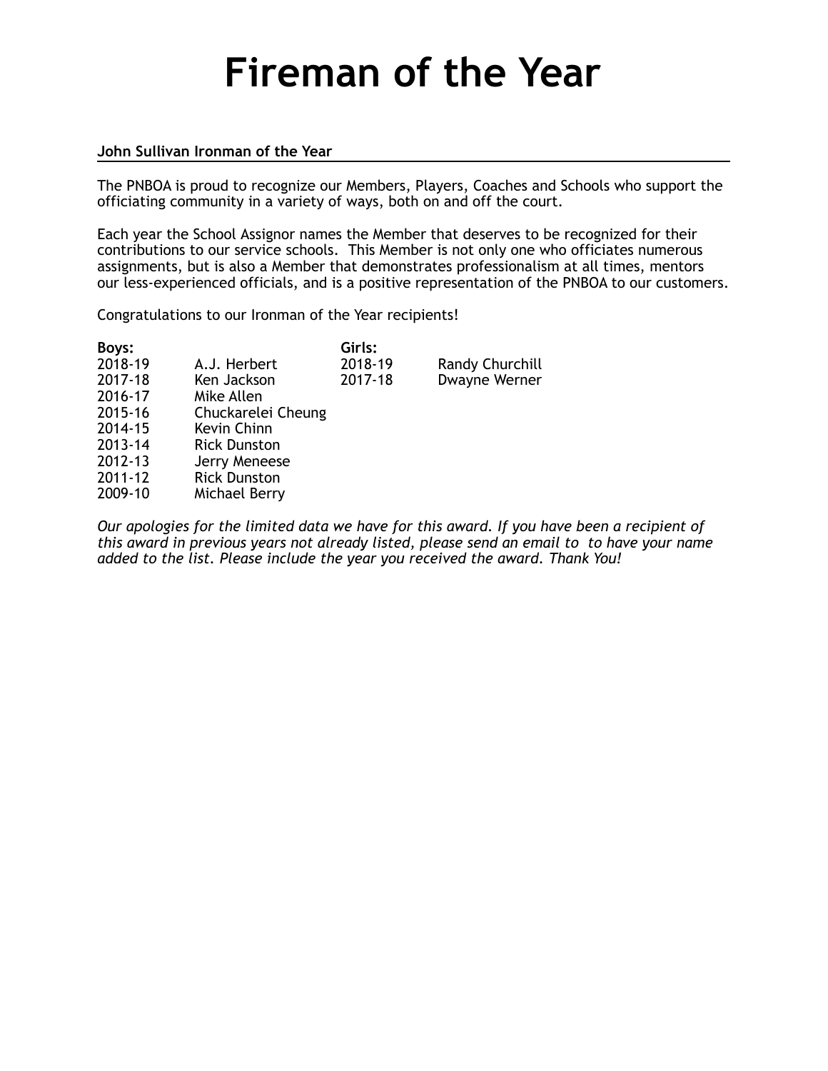# Fireman of the Year

**John Sullivan Ironman of the Year**

The PNBOA is proud to recognize our Members, Players, Coaches and Schools who support the officiating community in a variety of ways, both on and off the court.

Each year the School Assignor names the Member that deserves to be recognized for their contributions to our service schools. This Member is not only one who officiates numerous assignments, but is also a Member that demonstrates professionalism at all times, mentors our less-experienced officials, and is a positive representation of the PNBOA to our customers.

Congratulations to our Ironman of the Year recipients!

| **Boys:** | | **Girls:** | |
|---|---|---|---|
| 2018-19 | A.J. Herbert | 2018-19 | Randy Churchill |
| 2017-18 | Ken Jackson | 2017-18 | Dwayne Werner |
| 2016-17 | Mike Allen | | |
| 2015-16 | Chuckarelei Cheung | | |
| 2014-15 | Kevin Chinn | | |
| 2013-14 | Rick Dunston | | |
| 2012-13 | Jerry Meneese | | |
| 2011-12 | Rick Dunston | | |
| 2009-10 | Michael Berry | | |

*Our apologies for the limited data we have for this award. If you have been a recipient of this award in previous years not already listed, please send an email to to have your name added to the list. Please include the year you received the award. Thank You!*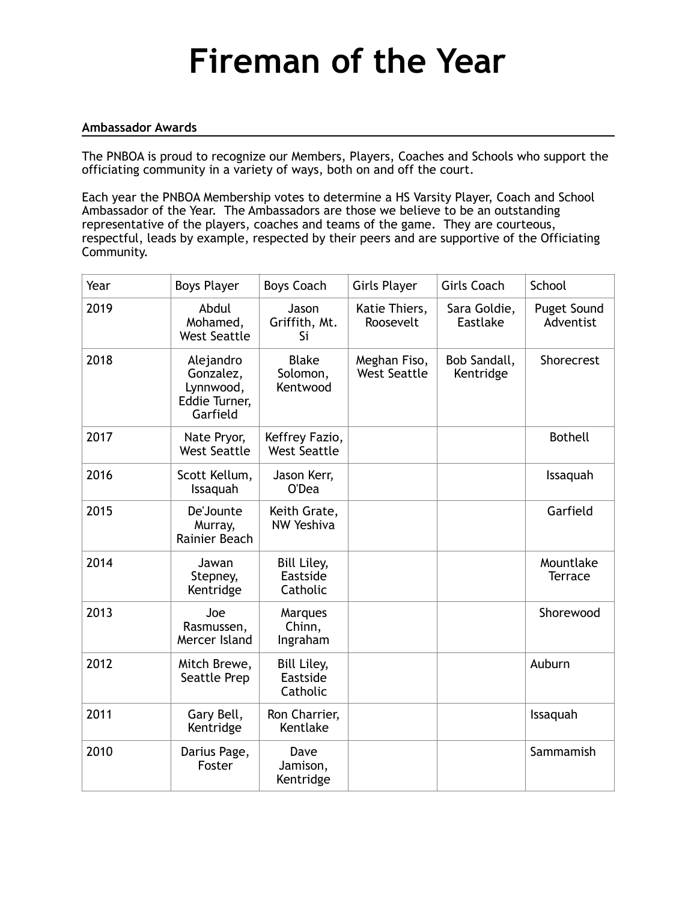# Fireman of the Year

**Ambassador Awards**

The PNBOA is proud to recognize our Members, Players, Coaches and Schools who support the officiating community in a variety of ways, both on and off the court.

Each year the PNBOA Membership votes to determine a HS Varsity Player, Coach and School Ambassador of the Year. The Ambassadors are those we believe to be an outstanding representative of the players, coaches and teams of the game. They are courteous, respectful, leads by example, respected by their peers and are supportive of the Officiating Community.

| Year | Boys Player | Boys Coach | Girls Player | Girls Coach | School |
|---|---|---|---|---|---|
| 2019 | Abdul Mohamed, West Seattle | Jason Griffith, Mt. Si | Katie Thiers, Roosevelt | Sara Goldie, Eastlake | Puget Sound Adventist |
| 2018 | Alejandro Gonzalez, Lynnwood, Eddie Turner, Garfield | Blake Solomon, Kentwood | Meghan Fiso, West Seattle | Bob Sandall, Kentridge | Shorecrest |
| 2017 | Nate Pryor, West Seattle | Keffrey Fazio, West Seattle | | | Bothell |
| 2016 | Scott Kellum, Issaquah | Jason Kerr, O'Dea | | | Issaquah |
| 2015 | De'Jounte Murray, Rainier Beach | Keith Grate, NW Yeshiva | | | Garfield |
| 2014 | Jawan Stepney, Kentridge | Bill Liley, Eastside Catholic | | | Mountlake Terrace |
| 2013 | Joe Rasmussen, Mercer Island | Marques Chinn, Ingraham | | | Shorewood |
| 2012 | Mitch Brewe, Seattle Prep | Bill Liley, Eastside Catholic | | | Auburn |
| 2011 | Gary Bell, Kentridge | Ron Charrier, Kentlake | | | Issaquah |
| 2010 | Darius Page, Foster | Dave Jamison, Kentridge | | | Sammamish |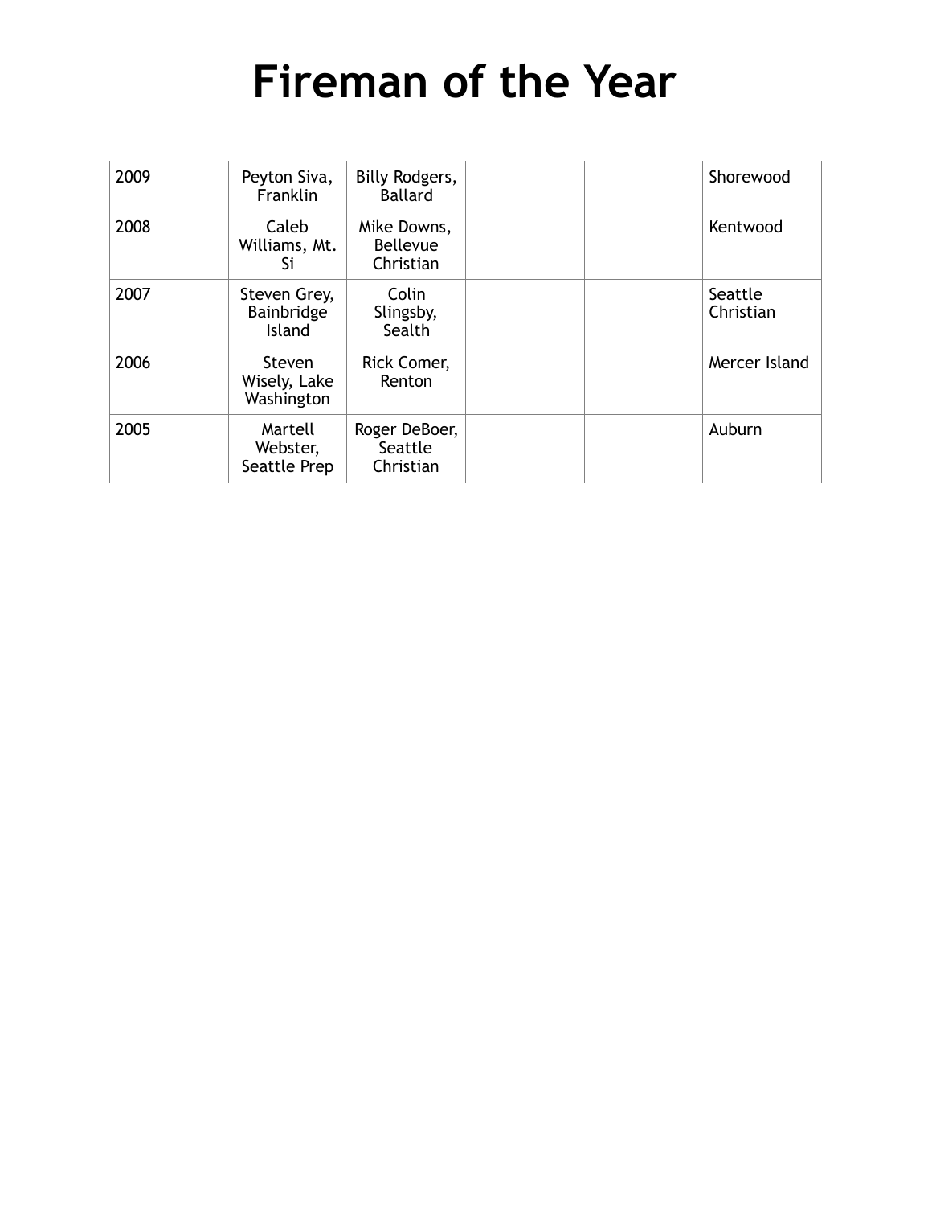# Fireman of the Year

| | | | | | |
|---|---|---|---|---|---|
| 2009 | Peyton Siva, Franklin | Billy Rodgers, Ballard | | | Shorewood |
| 2008 | Caleb Williams, Mt. Si | Mike Downs, Bellevue Christian | | | Kentwood |
| 2007 | Steven Grey, Bainbridge Island | Colin Slingsby, Sealth | | | Seattle Christian |
| 2006 | Steven Wisely, Lake Washington | Rick Comer, Renton | | | Mercer Island |
| 2005 | Martell Webster, Seattle Prep | Roger DeBoer, Seattle Christian | | | Auburn |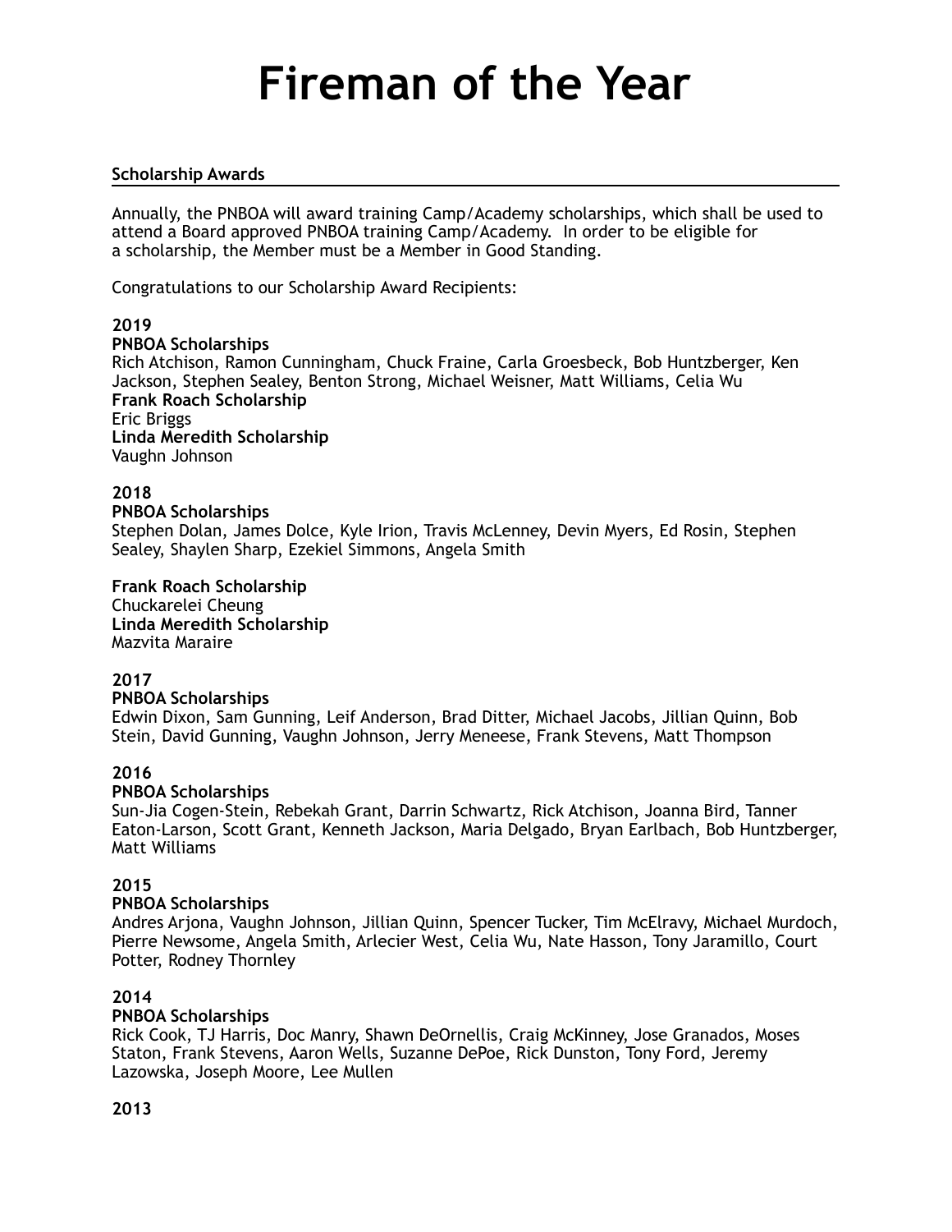# Fireman of the Year

## Scholarship Awards

Annually, the PNBOA will award training Camp/Academy scholarships, which shall be used to attend a Board approved PNBOA training Camp/Academy. In order to be eligible for a scholarship, the Member must be a Member in Good Standing.

Congratulations to our Scholarship Award Recipients:

**2019**
**PNBOA Scholarships**
Rich Atchison, Ramon Cunningham, Chuck Fraine, Carla Groesbeck, Bob Huntzberger, Ken Jackson, Stephen Sealey, Benton Strong, Michael Weisner, Matt Williams, Celia Wu
**Frank Roach Scholarship**
Eric Briggs
**Linda Meredith Scholarship**
Vaughn Johnson

**2018**
**PNBOA Scholarships**
Stephen Dolan, James Dolce, Kyle Irion, Travis McLenney, Devin Myers, Ed Rosin, Stephen Sealey, Shaylen Sharp, Ezekiel Simmons, Angela Smith

**Frank Roach Scholarship**
Chuckarelei Cheung
**Linda Meredith Scholarship**
Mazvita Maraire

**2017**
**PNBOA Scholarships**
Edwin Dixon, Sam Gunning, Leif Anderson, Brad Ditter, Michael Jacobs, Jillian Quinn, Bob Stein, David Gunning, Vaughn Johnson, Jerry Meneese, Frank Stevens, Matt Thompson

**2016**
**PNBOA Scholarships**
Sun-Jia Cogen-Stein, Rebekah Grant, Darrin Schwartz, Rick Atchison, Joanna Bird, Tanner Eaton-Larson, Scott Grant, Kenneth Jackson, Maria Delgado, Bryan Earlbach, Bob Huntzberger, Matt Williams

**2015**
**PNBOA Scholarships**
Andres Arjona, Vaughn Johnson, Jillian Quinn, Spencer Tucker, Tim McElravy, Michael Murdoch, Pierre Newsome, Angela Smith, Arlecier West, Celia Wu, Nate Hasson, Tony Jaramillo, Court Potter, Rodney Thornley

**2014**
**PNBOA Scholarships**
Rick Cook, TJ Harris, Doc Manry, Shawn DeOrnellis, Craig McKinney, Jose Granados, Moses Staton, Frank Stevens, Aaron Wells, Suzanne DePoe, Rick Dunston, Tony Ford, Jeremy Lazowska, Joseph Moore, Lee Mullen

**2013**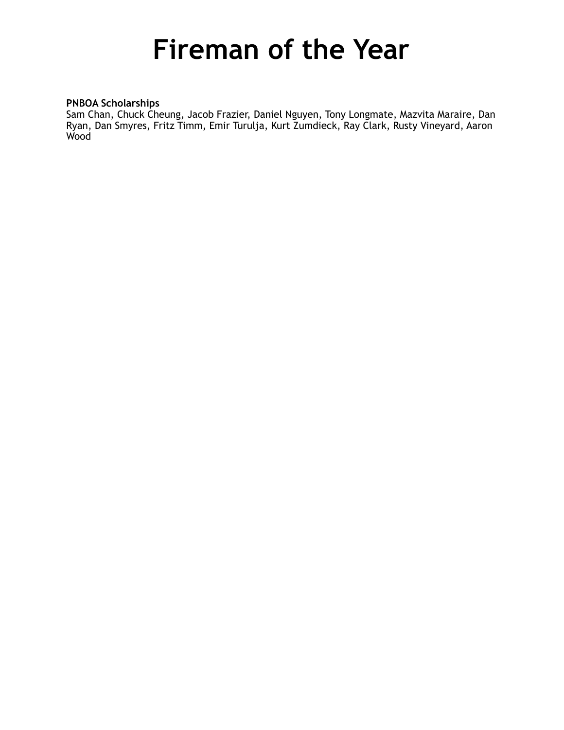# Fireman of the Year

**PNBOA Scholarships**
Sam Chan, Chuck Cheung, Jacob Frazier, Daniel Nguyen, Tony Longmate, Mazvita Maraire, Dan Ryan, Dan Smyres, Fritz Timm, Emir Turulja, Kurt Zumdieck, Ray Clark, Rusty Vineyard, Aaron Wood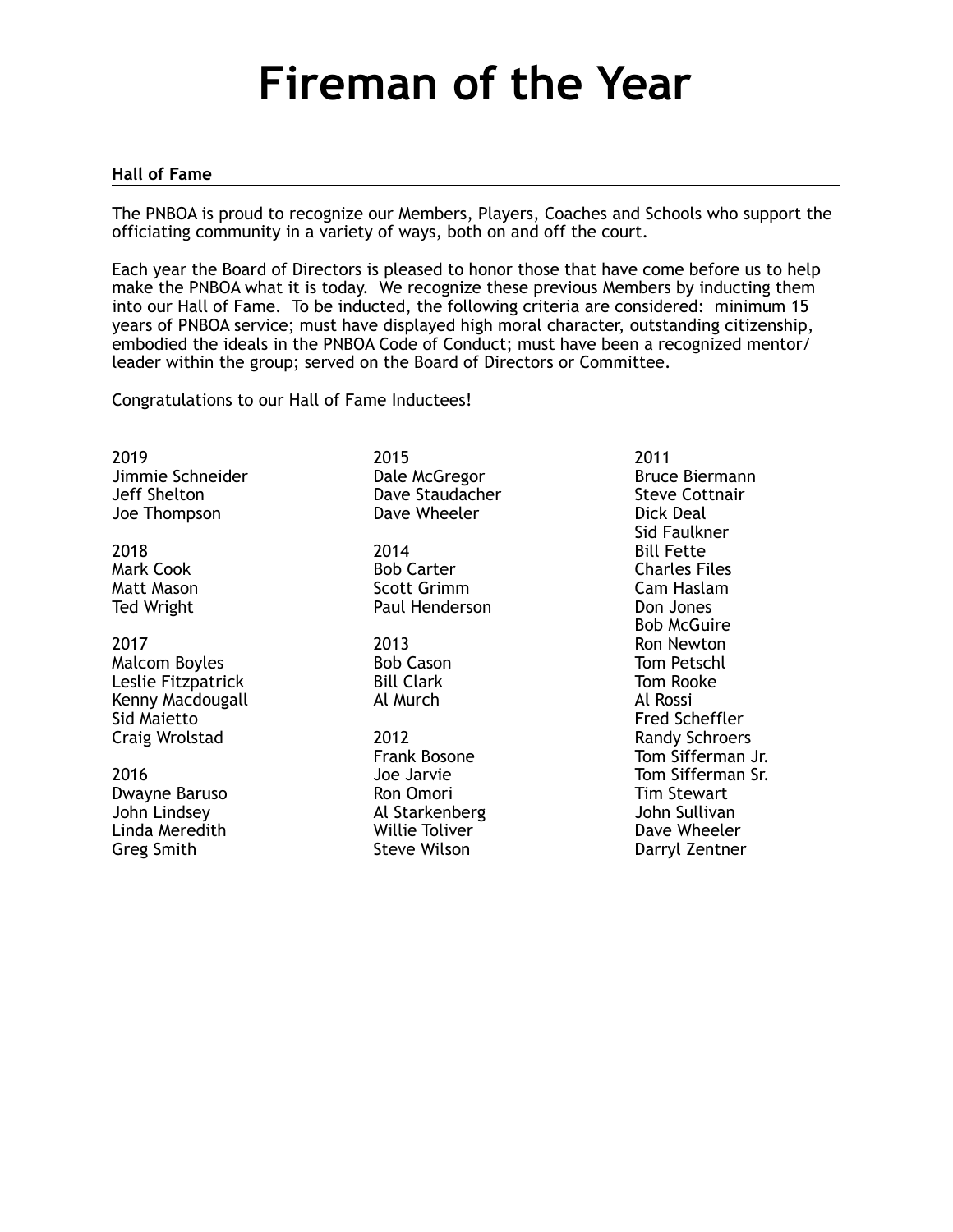# Fireman of the Year

**Hall of Fame**

The PNBOA is proud to recognize our Members, Players, Coaches and Schools who support the officiating community in a variety of ways, both on and off the court.

Each year the Board of Directors is pleased to honor those that have come before us to help make the PNBOA what it is today. We recognize these previous Members by inducting them into our Hall of Fame. To be inducted, the following criteria are considered: minimum 15 years of PNBOA service; must have displayed high moral character, outstanding citizenship, embodied the ideals in the PNBOA Code of Conduct; must have been a recognized mentor/ leader within the group; served on the Board of Directors or Committee.

Congratulations to our Hall of Fame Inductees!

2019
Jimmie Schneider
Jeff Shelton
Joe Thompson

2018
Mark Cook
Matt Mason
Ted Wright

2017
Malcom Boyles
Leslie Fitzpatrick
Kenny Macdougall
Sid Maietto
Craig Wrolstad

2016
Dwayne Baruso
John Lindsey
Linda Meredith
Greg Smith

2015
Dale McGregor
Dave Staudacher
Dave Wheeler

2014
Bob Carter
Scott Grimm
Paul Henderson

2013
Bob Cason
Bill Clark
Al Murch

2012
Frank Bosone
Joe Jarvie
Ron Omori
Al Starkenberg
Willie Toliver
Steve Wilson

2011
Bruce Biermann
Steve Cottnair
Dick Deal
Sid Faulkner
Bill Fette
Charles Files
Cam Haslam
Don Jones
Bob McGuire
Ron Newton
Tom Petschl
Tom Rooke
Al Rossi
Fred Scheffler
Randy Schroers
Tom Sifferman Jr.
Tom Sifferman Sr.
Tim Stewart
John Sullivan
Dave Wheeler
Darryl Zentner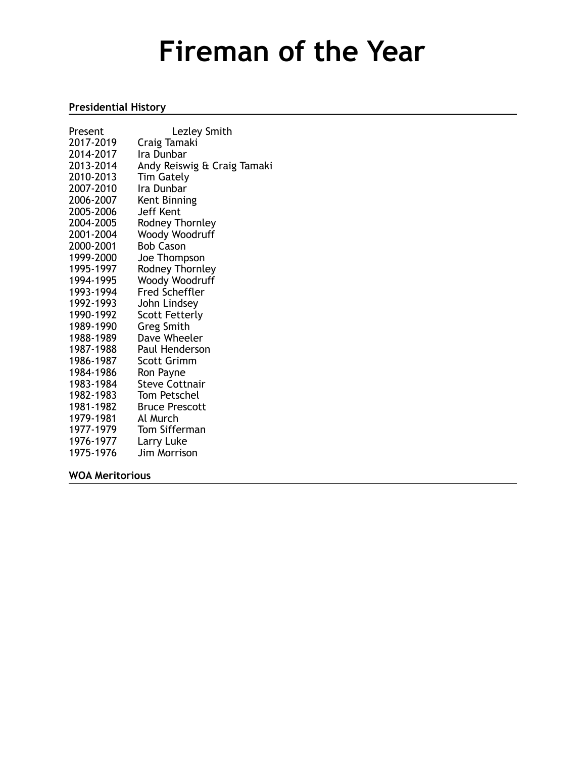# Fireman of the Year

**Presidential History**

| | |
|---|---|
| Present | Lezley Smith |
| 2017-2019 | Craig Tamaki |
| 2014-2017 | Ira Dunbar |
| 2013-2014 | Andy Reiswig & Craig Tamaki |
| 2010-2013 | Tim Gately |
| 2007-2010 | Ira Dunbar |
| 2006-2007 | Kent Binning |
| 2005-2006 | Jeff Kent |
| 2004-2005 | Rodney Thornley |
| 2001-2004 | Woody Woodruff |
| 2000-2001 | Bob Cason |
| 1999-2000 | Joe Thompson |
| 1995-1997 | Rodney Thornley |
| 1994-1995 | Woody Woodruff |
| 1993-1994 | Fred Scheffler |
| 1992-1993 | John Lindsey |
| 1990-1992 | Scott Fetterly |
| 1989-1990 | Greg Smith |
| 1988-1989 | Dave Wheeler |
| 1987-1988 | Paul Henderson |
| 1986-1987 | Scott Grimm |
| 1984-1986 | Ron Payne |
| 1983-1984 | Steve Cottnair |
| 1982-1983 | Tom Petschel |
| 1981-1982 | Bruce Prescott |
| 1979-1981 | Al Murch |
| 1977-1979 | Tom Sifferman |
| 1976-1977 | Larry Luke |
| 1975-1976 | Jim Morrison |

**WOA Meritorious**